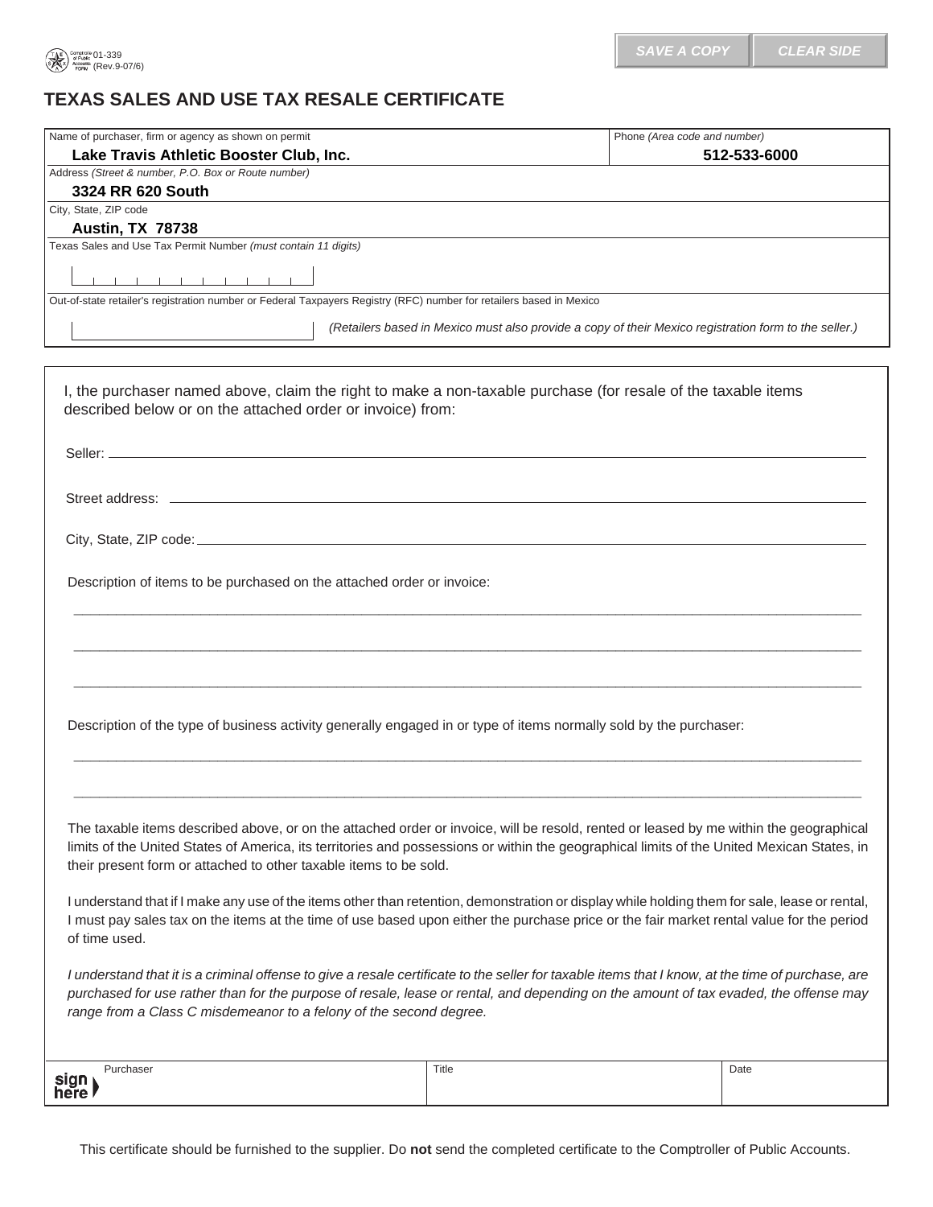01-339
(Rev.9-07/6)

# TEXAS SALES AND USE TAX RESALE CERTIFICATE

| Name of purchaser, firm or agency as shown on permit | Phone *(Area code and number)* |
|---|---|
| **Lake Travis Athletic Booster Club, Inc.** | **512-533-6000** |

Address *(Street & number, P.O. Box or Route number)*

**3324 RR 620 South**

City, State, ZIP code

**Austin, TX 78738**

Texas Sales and Use Tax Permit Number *(must contain 11 digits)*

Out-of-state retailer's registration number or Federal Taxpayers Registry (RFC) number for retailers based in Mexico

*(Retailers based in Mexico must also provide a copy of their Mexico registration form to the seller.)*

I, the purchaser named above, claim the right to make a non-taxable purchase (for resale of the taxable items described below or on the attached order or invoice) from:

Seller: ______________________________

Street address: ______________________________

City, State, ZIP code: ______________________________

Description of items to be purchased on the attached order or invoice:

______________________________

______________________________

______________________________

Description of the type of business activity generally engaged in or type of items normally sold by the purchaser:

______________________________

______________________________

The taxable items described above, or on the attached order or invoice, will be resold, rented or leased by me within the geographical limits of the United States of America, its territories and possessions or within the geographical limits of the United Mexican States, in their present form or attached to other taxable items to be sold.

I understand that if I make any use of the items other than retention, demonstration or display while holding them for sale, lease or rental, I must pay sales tax on the items at the time of use based upon either the purchase price or the fair market rental value for the period of time used.

*I understand that it is a criminal offense to give a resale certificate to the seller for taxable items that I know, at the time of purchase, are purchased for use rather than for the purpose of resale, lease or rental, and depending on the amount of tax evaded, the offense may range from a Class C misdemeanor to a felony of the second degree.*

| sign here Purchaser | Title | Date |
|---|---|---|
| | | |

This certificate should be furnished to the supplier. Do **not** send the completed certificate to the Comptroller of Public Accounts.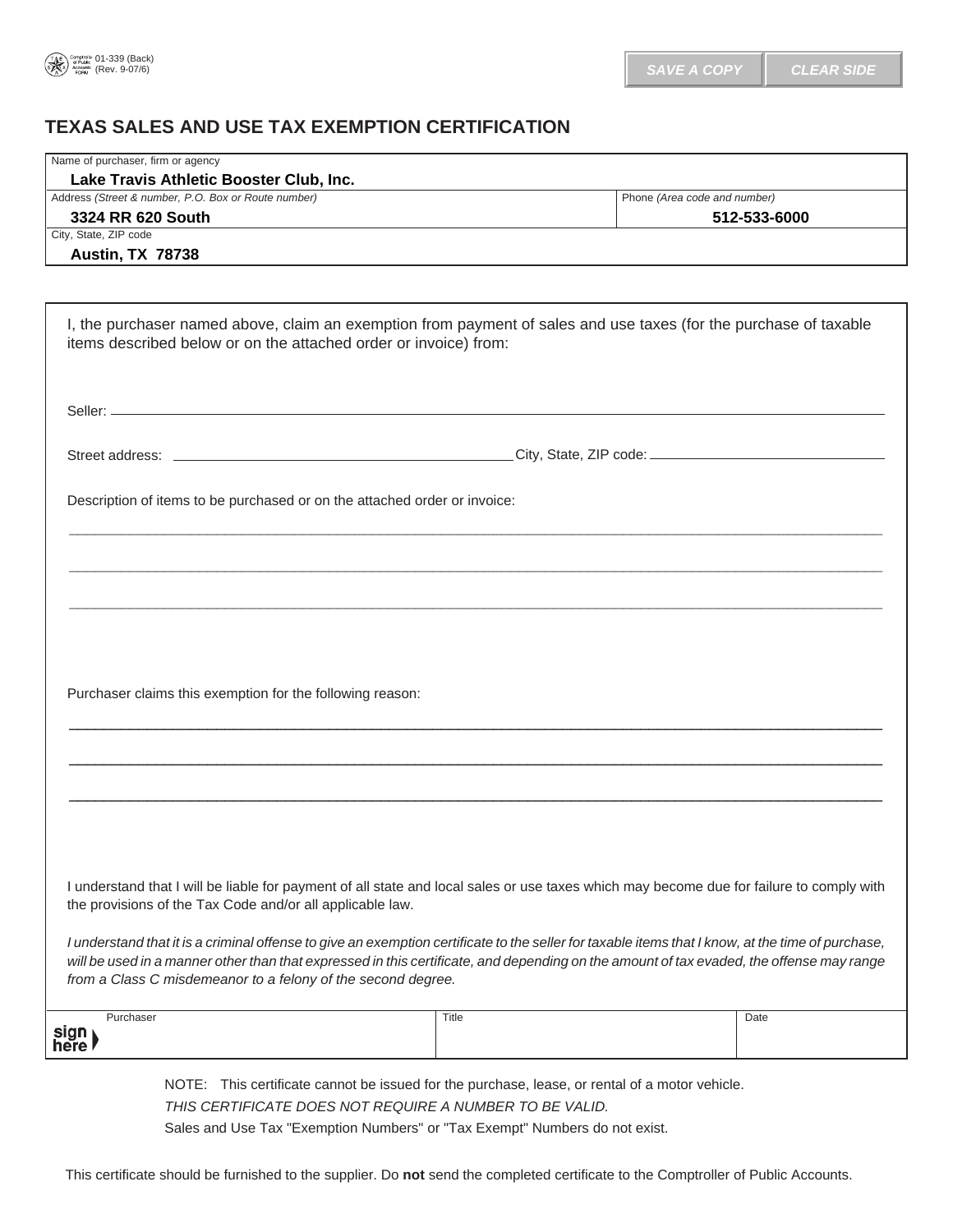01-339 (Back)
(Rev. 9-07/6)

SAVE A COPY | CLEAR SIDE

# TEXAS SALES AND USE TAX EXEMPTION CERTIFICATION

| | |
|---|---|
| Name of purchaser, firm or agency<br>**Lake Travis Athletic Booster Club, Inc.** | |
| Address *(Street & number, P.O. Box or Route number)*<br>**3324 RR 620 South** | Phone *(Area code and number)*<br>**512-533-6000** |
| City, State, ZIP code<br>**Austin, TX 78738** | |

I, the purchaser named above, claim an exemption from payment of sales and use taxes (for the purchase of taxable items described below or on the attached order or invoice) from:

Seller: ______________________________

Street address: ______________________________ City, State, ZIP code: ______________________________

Description of items to be purchased or on the attached order or invoice:

______________________________

______________________________

______________________________

Purchaser claims this exemption for the following reason:

______________________________

______________________________

______________________________

I understand that I will be liable for payment of all state and local sales or use taxes which may become due for failure to comply with the provisions of the Tax Code and/or all applicable law.

*I understand that it is a criminal offense to give an exemption certificate to the seller for taxable items that I know, at the time of purchase, will be used in a manner other than that expressed in this certificate, and depending on the amount of tax evaded, the offense may range from a Class C misdemeanor to a felony of the second degree.*

| Purchaser | Title | Date |
|---|---|---|
| sign here | | |

NOTE: This certificate cannot be issued for the purchase, lease, or rental of a motor vehicle.

*THIS CERTIFICATE DOES NOT REQUIRE A NUMBER TO BE VALID.*

Sales and Use Tax "Exemption Numbers" or "Tax Exempt" Numbers do not exist.

This certificate should be furnished to the supplier. Do **not** send the completed certificate to the Comptroller of Public Accounts.